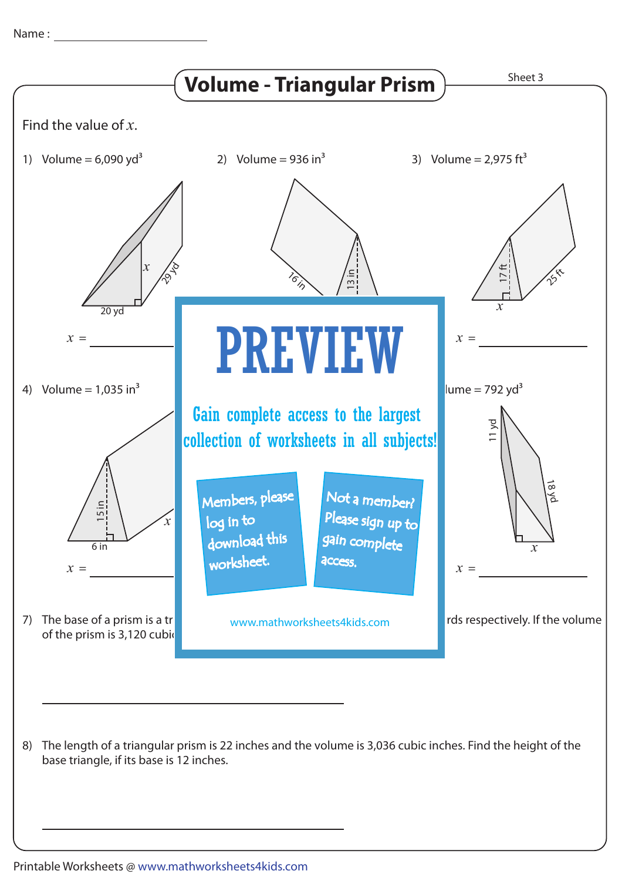Name : ____________________

# Volume - Triangular Prism

Sheet 3

Find the value of $x$.

1) Volume = 6,090 $yd^3$

$x$, 29 yd, 20 yd

$x$ = __________

2) Volume = 936 $in^3$

16 in, 13 in

3) Volume = 2,975 $ft^3$

17 ft, 25 ft, $x$

$x$ = __________

PREVIEW

Gain complete access to the largest collection of worksheets in all subjects!

Members, please log in to download this worksheet.

Not a member? Please sign up to gain complete access.

www.mathworksheets4kids.com

4) Volume = 1,035 $in^3$

15 in, 6 in, $x$

$x$ = __________

lume = 792 $yd^3$

11 yd, 18 yd, $x$

$x$ = __________

7) The base of a prism is a tr ... rds respectively. If the volume of the prism is 3,120 cubi

__________________________________________

8) The length of a triangular prism is 22 inches and the volume is 3,036 cubic inches. Find the height of the base triangle, if its base is 12 inches.

__________________________________________

Printable Worksheets @ www.mathworksheets4kids.com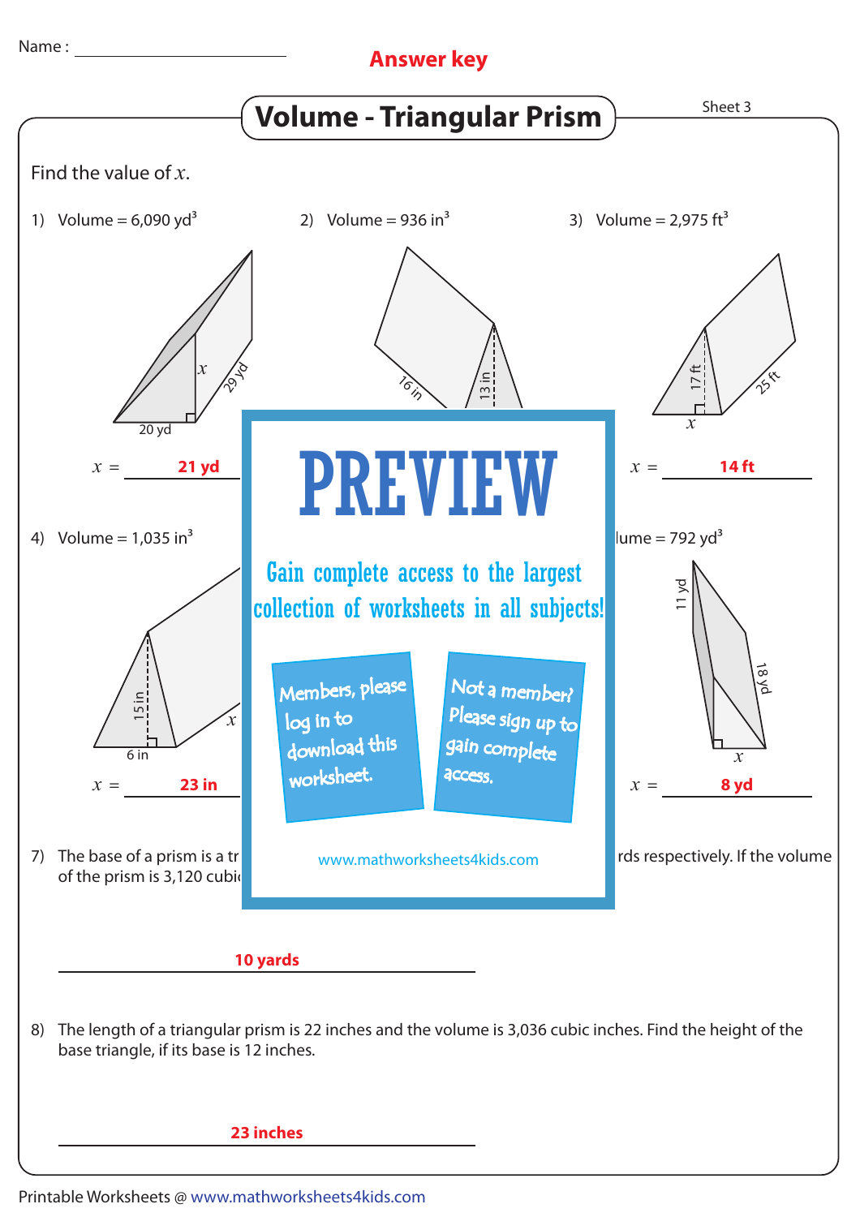Name : ___________________

**Answer key**

# Volume - Triangular Prism

Sheet 3

Find the value of $x$.

1) Volume = 6,090 yd$^3$

$x$ = 21 yd

2) Volume = 936 in$^3$

3) Volume = 2,975 ft$^3$

$x$ = 14 ft

4) Volume = 1,035 in$^3$

$x$ = 23 in

lume = 792 yd$^3$

$x$ = 8 yd

PREVIEW

Gain complete access to the largest collection of worksheets in all subjects!

Members, please log in to download this worksheet.

Not a member? Please sign up to gain complete access.

www.mathworksheets4kids.com

7) The base of a prism is a tr ... rds respectively. If the volume of the prism is 3,120 cubi

10 yards

8) The length of a triangular prism is 22 inches and the volume is 3,036 cubic inches. Find the height of the base triangle, if its base is 12 inches.

23 inches

Printable Worksheets @ www.mathworksheets4kids.com